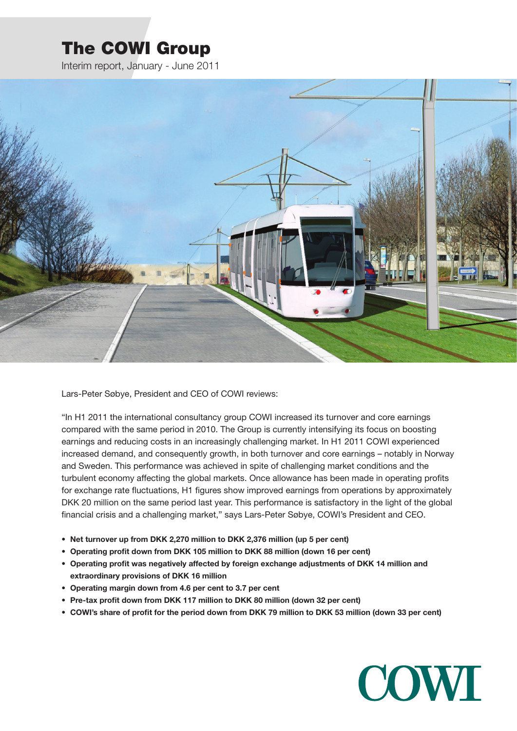# The COWI Group

Interim report, January - June 2011

Lars-Peter Søbye, President and CEO of COWI reviews:

"In H1 2011 the international consultancy group COWI increased its turnover and core earnings compared with the same period in 2010. The Group is currently intensifying its focus on boosting earnings and reducing costs in an increasingly challenging market. In H1 2011 COWI experienced increased demand, and consequently growth, in both turnover and core earnings – notably in Norway and Sweden. This performance was achieved in spite of challenging market conditions and the turbulent economy affecting the global markets. Once allowance has been made in operating profits for exchange rate fluctuations, H1 figures show improved earnings from operations by approximately DKK 20 million on the same period last year. This performance is satisfactory in the light of the global financial crisis and a challenging market," says Lars-Peter Søbye, COWI's President and CEO.

- **Net turnover up from DKK 2,270 million to DKK 2,376 million (up 5 per cent)**
- **Operating profit down from DKK 105 million to DKK 88 million (down 16 per cent)**
- **Operating profit was negatively affected by foreign exchange adjustments of DKK 14 million and extraordinary provisions of DKK 16 million**
- **Operating margin down from 4.6 per cent to 3.7 per cent**
- **Pre-tax profit down from DKK 117 million to DKK 80 million (down 32 per cent)**
- **COWI's share of profit for the period down from DKK 79 million to DKK 53 million (down 33 per cent)**

COWI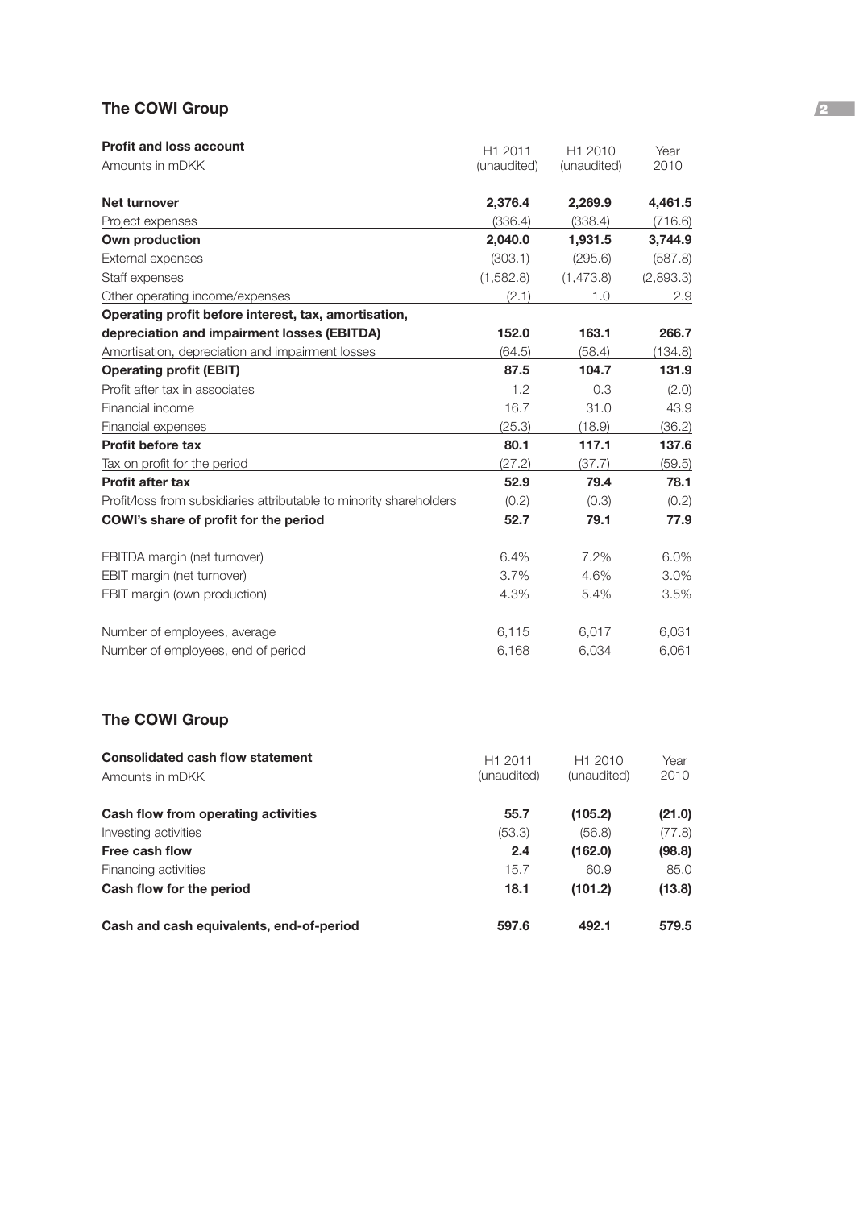## The COWI Group

| **Profit and loss account**<br>Amounts in mDKK | H1 2011<br>(unaudited) | H1 2010<br>(unaudited) | Year<br>2010 |
|---|---|---|---|
| **Net turnover** | **2,376.4** | **2,269.9** | **4,461.5** |
| Project expenses | (336.4) | (338.4) | (716.6) |
| **Own production** | **2,040.0** | **1,931.5** | **3,744.9** |
| External expenses | (303.1) | (295.6) | (587.8) |
| Staff expenses | (1,582.8) | (1,473.8) | (2,893.3) |
| Other operating income/expenses | (2.1) | 1.0 | 2.9 |
| **Operating profit before interest, tax, amortisation, depreciation and impairment losses (EBITDA)** | **152.0** | **163.1** | **266.7** |
| Amortisation, depreciation and impairment losses | (64.5) | (58.4) | (134.8) |
| **Operating profit (EBIT)** | **87.5** | **104.7** | **131.9** |
| Profit after tax in associates | 1.2 | 0.3 | (2.0) |
| Financial income | 16.7 | 31.0 | 43.9 |
| Financial expenses | (25.3) | (18.9) | (36.2) |
| **Profit before tax** | **80.1** | **117.1** | **137.6** |
| Tax on profit for the period | (27.2) | (37.7) | (59.5) |
| **Profit after tax** | **52.9** | **79.4** | **78.1** |
| Profit/loss from subsidiaries attributable to minority shareholders | (0.2) | (0.3) | (0.2) |
| **COWI's share of profit for the period** | **52.7** | **79.1** | **77.9** |
| | | | |
| EBITDA margin (net turnover) | 6.4% | 7.2% | 6.0% |
| EBIT margin (net turnover) | 3.7% | 4.6% | 3.0% |
| EBIT margin (own production) | 4.3% | 5.4% | 3.5% |
| | | | |
| Number of employees, average | 6,115 | 6,017 | 6,031 |
| Number of employees, end of period | 6,168 | 6,034 | 6,061 |

## The COWI Group

| **Consolidated cash flow statement**<br>Amounts in mDKK | H1 2011<br>(unaudited) | H1 2010<br>(unaudited) | Year<br>2010 |
|---|---|---|---|
| **Cash flow from operating activities** | **55.7** | **(105.2)** | **(21.0)** |
| Investing activities | (53.3) | (56.8) | (77.8) |
| **Free cash flow** | **2.4** | **(162.0)** | **(98.8)** |
| Financing activities | 15.7 | 60.9 | 85.0 |
| **Cash flow for the period** | **18.1** | **(101.2)** | **(13.8)** |
| | | | |
| **Cash and cash equivalents, end-of-period** | **597.6** | **492.1** | **579.5** |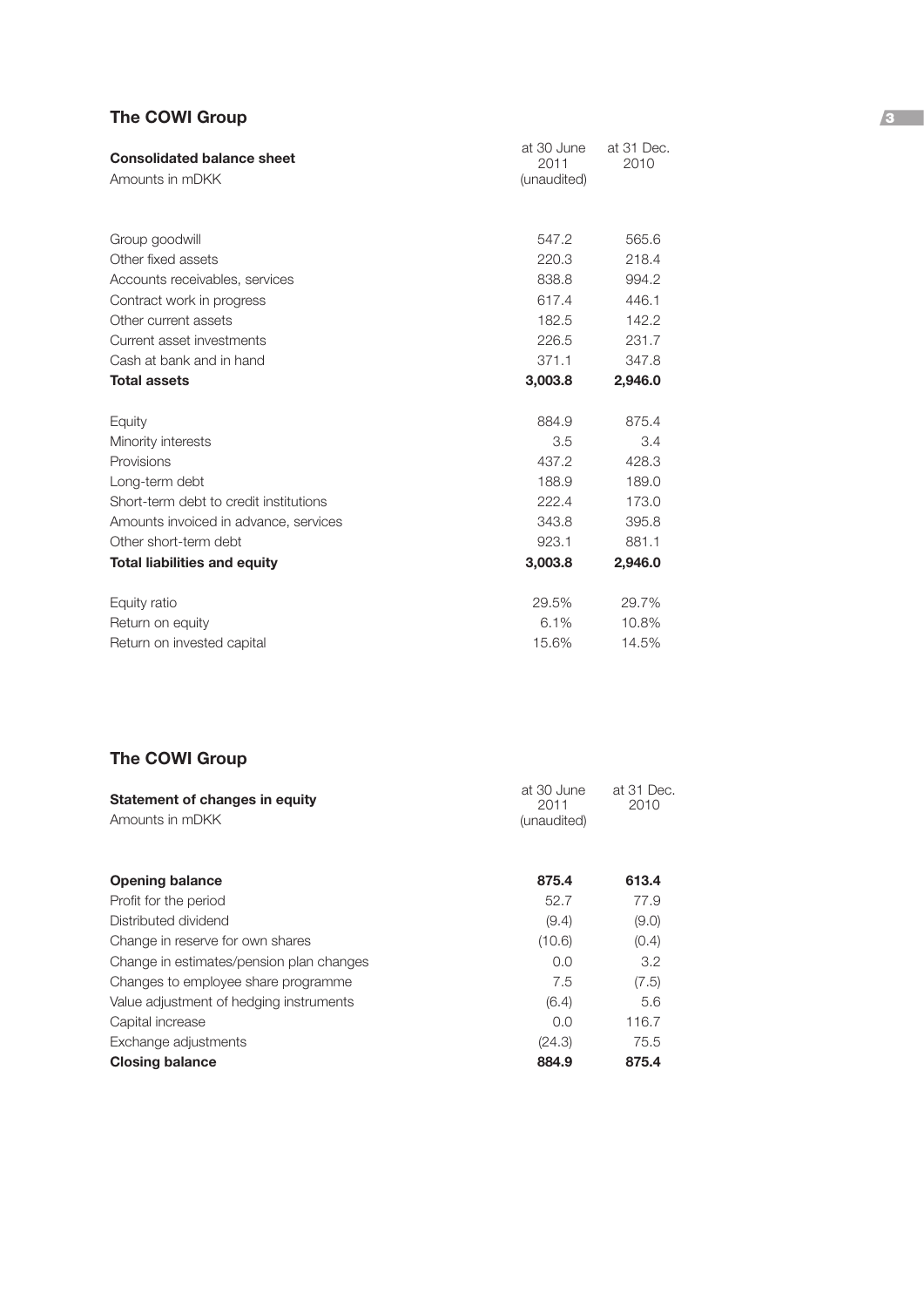## The COWI Group

| **Consolidated balance sheet**<br>Amounts in mDKK | at 30 June 2011 (unaudited) | at 31 Dec. 2010 |
|---|---|---|
| Group goodwill | 547.2 | 565.6 |
| Other fixed assets | 220.3 | 218.4 |
| Accounts receivables, services | 838.8 | 994.2 |
| Contract work in progress | 617.4 | 446.1 |
| Other current assets | 182.5 | 142.2 |
| Current asset investments | 226.5 | 231.7 |
| Cash at bank and in hand | 371.1 | 347.8 |
| **Total assets** | **3,003.8** | **2,946.0** |
| Equity | 884.9 | 875.4 |
| Minority interests | 3.5 | 3.4 |
| Provisions | 437.2 | 428.3 |
| Long-term debt | 188.9 | 189.0 |
| Short-term debt to credit institutions | 222.4 | 173.0 |
| Amounts invoiced in advance, services | 343.8 | 395.8 |
| Other short-term debt | 923.1 | 881.1 |
| **Total liabilities and equity** | **3,003.8** | **2,946.0** |
| Equity ratio | 29.5% | 29.7% |
| Return on equity | 6.1% | 10.8% |
| Return on invested capital | 15.6% | 14.5% |

## The COWI Group

| **Statement of changes in equity**<br>Amounts in mDKK | at 30 June 2011 (unaudited) | at 31 Dec. 2010 |
|---|---|---|
| **Opening balance** | **875.4** | **613.4** |
| Profit for the period | 52.7 | 77.9 |
| Distributed dividend | (9.4) | (9.0) |
| Change in reserve for own shares | (10.6) | (0.4) |
| Change in estimates/pension plan changes | 0.0 | 3.2 |
| Changes to employee share programme | 7.5 | (7.5) |
| Value adjustment of hedging instruments | (6.4) | 5.6 |
| Capital increase | 0.0 | 116.7 |
| Exchange adjustments | (24.3) | 75.5 |
| **Closing balance** | **884.9** | **875.4** |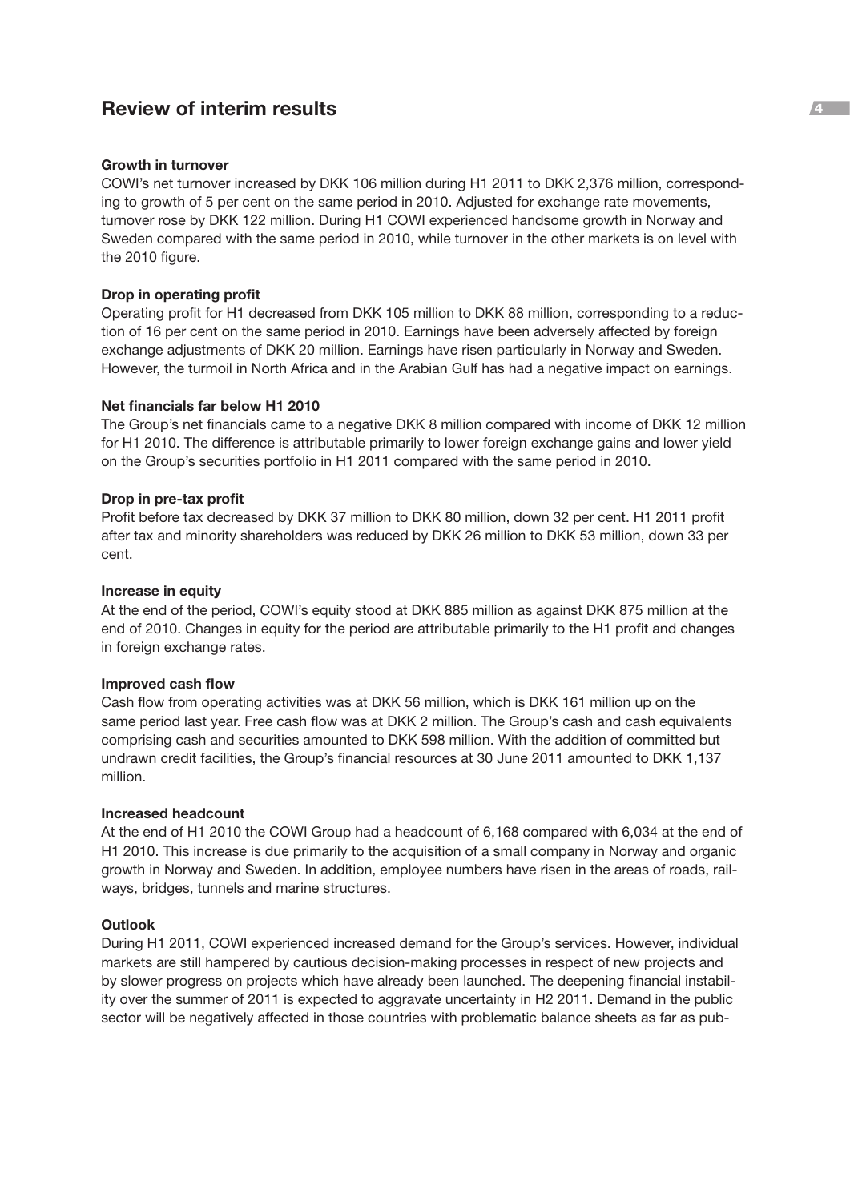## Review of interim results

**Growth in turnover**

COWI's net turnover increased by DKK 106 million during H1 2011 to DKK 2,376 million, corresponding to growth of 5 per cent on the same period in 2010. Adjusted for exchange rate movements, turnover rose by DKK 122 million. During H1 COWI experienced handsome growth in Norway and Sweden compared with the same period in 2010, while turnover in the other markets is on level with the 2010 figure.

**Drop in operating profit**

Operating profit for H1 decreased from DKK 105 million to DKK 88 million, corresponding to a reduction of 16 per cent on the same period in 2010. Earnings have been adversely affected by foreign exchange adjustments of DKK 20 million. Earnings have risen particularly in Norway and Sweden. However, the turmoil in North Africa and in the Arabian Gulf has had a negative impact on earnings.

**Net financials far below H1 2010**

The Group's net financials came to a negative DKK 8 million compared with income of DKK 12 million for H1 2010. The difference is attributable primarily to lower foreign exchange gains and lower yield on the Group's securities portfolio in H1 2011 compared with the same period in 2010.

**Drop in pre-tax profit**

Profit before tax decreased by DKK 37 million to DKK 80 million, down 32 per cent. H1 2011 profit after tax and minority shareholders was reduced by DKK 26 million to DKK 53 million, down 33 per cent.

**Increase in equity**

At the end of the period, COWI's equity stood at DKK 885 million as against DKK 875 million at the end of 2010. Changes in equity for the period are attributable primarily to the H1 profit and changes in foreign exchange rates.

**Improved cash flow**

Cash flow from operating activities was at DKK 56 million, which is DKK 161 million up on the same period last year. Free cash flow was at DKK 2 million. The Group's cash and cash equivalents comprising cash and securities amounted to DKK 598 million. With the addition of committed but undrawn credit facilities, the Group's financial resources at 30 June 2011 amounted to DKK 1,137 million.

**Increased headcount**

At the end of H1 2010 the COWI Group had a headcount of 6,168 compared with 6,034 at the end of H1 2010. This increase is due primarily to the acquisition of a small company in Norway and organic growth in Norway and Sweden. In addition, employee numbers have risen in the areas of roads, railways, bridges, tunnels and marine structures.

**Outlook**

During H1 2011, COWI experienced increased demand for the Group's services. However, individual markets are still hampered by cautious decision-making processes in respect of new projects and by slower progress on projects which have already been launched. The deepening financial instability over the summer of 2011 is expected to aggravate uncertainty in H2 2011. Demand in the public sector will be negatively affected in those countries with problematic balance sheets as far as pub-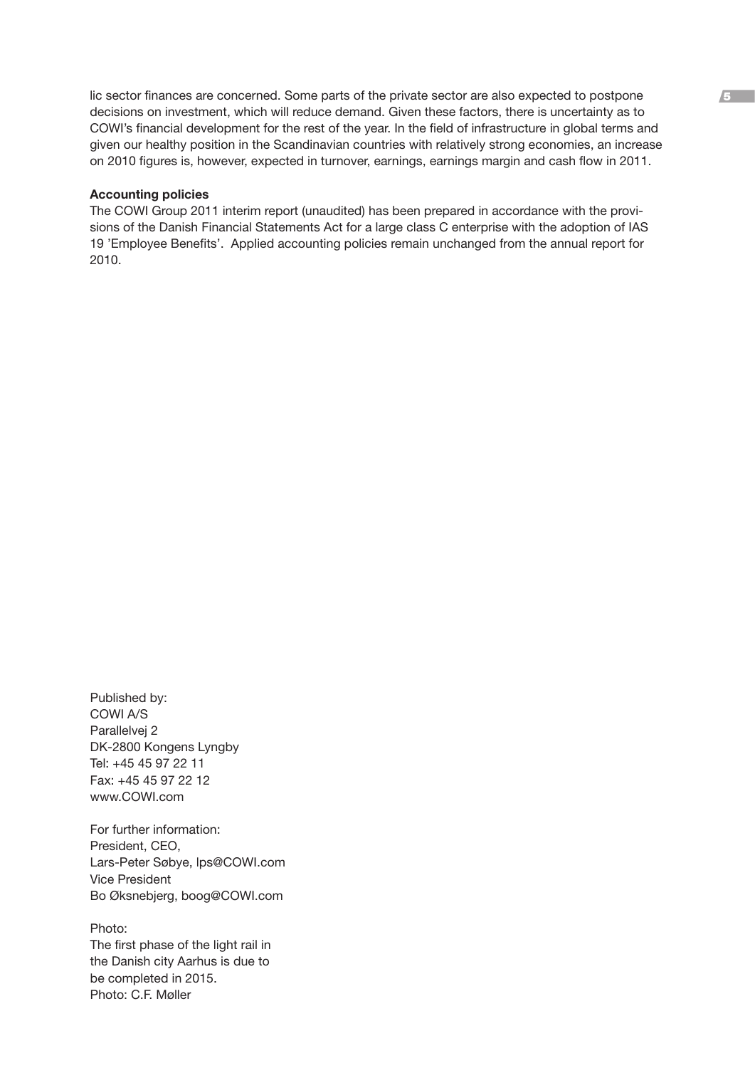lic sector finances are concerned. Some parts of the private sector are also expected to postpone decisions on investment, which will reduce demand. Given these factors, there is uncertainty as to COWI's financial development for the rest of the year. In the field of infrastructure in global terms and given our healthy position in the Scandinavian countries with relatively strong economies, an increase on 2010 figures is, however, expected in turnover, earnings, earnings margin and cash flow in 2011.

**Accounting policies**

The COWI Group 2011 interim report (unaudited) has been prepared in accordance with the provisions of the Danish Financial Statements Act for a large class C enterprise with the adoption of IAS 19 'Employee Benefits'. Applied accounting policies remain unchanged from the annual report for 2010.

Published by:
COWI A/S
Parallelvej 2
DK-2800 Kongens Lyngby
Tel: +45 45 97 22 11
Fax: +45 45 97 22 12
www.COWI.com

For further information:
President, CEO,
Lars-Peter Søbye, lps@COWI.com
Vice President
Bo Øksnebjerg, boog@COWI.com

Photo:
The first phase of the light rail in the Danish city Aarhus is due to be completed in 2015.
Photo: C.F. Møller